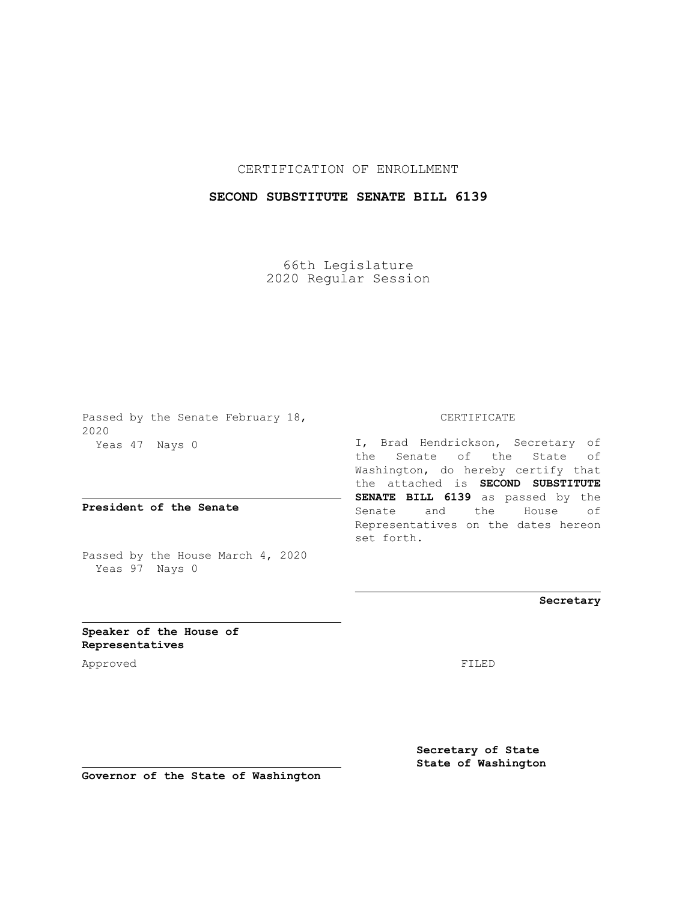CERTIFICATION OF ENROLLMENT

**SECOND SUBSTITUTE SENATE BILL 6139**

66th Legislature
2020 Regular Session

Passed by the Senate February 18, 2020
Yeas 47 Nays 0

**President of the Senate**

Passed by the House March 4, 2020
Yeas 97 Nays 0

**Speaker of the House of Representatives**

Approved

**Governor of the State of Washington**

CERTIFICATE

I, Brad Hendrickson, Secretary of the Senate of the State of Washington, do hereby certify that the attached is **SECOND SUBSTITUTE SENATE BILL 6139** as passed by the Senate and the House of Representatives on the dates hereon set forth.

**Secretary**

FILED

**Secretary of State**
**State of Washington**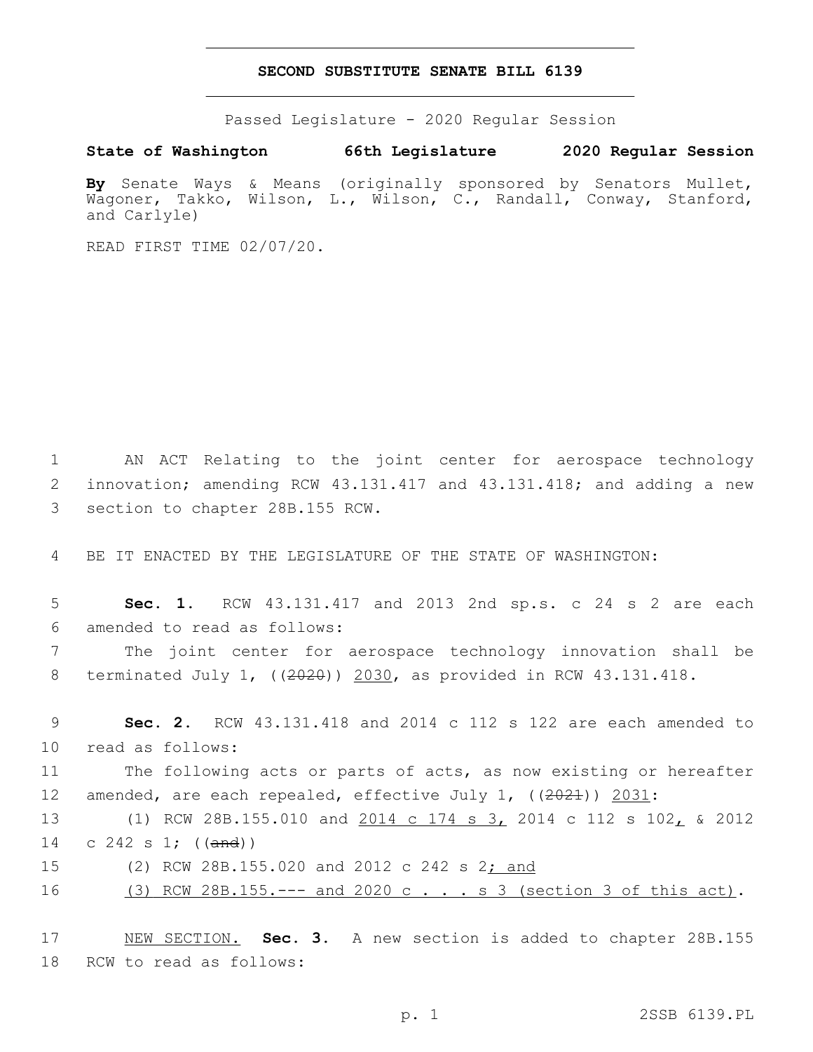# SECOND SUBSTITUTE SENATE BILL 6139

Passed Legislature - 2020 Regular Session

**State of Washington 66th Legislature 2020 Regular Session**

**By** Senate Ways & Means (originally sponsored by Senators Mullet, Wagoner, Takko, Wilson, L., Wilson, C., Randall, Conway, Stanford, and Carlyle)

READ FIRST TIME 02/07/20.

1 AN ACT Relating to the joint center for aerospace technology
2 innovation; amending RCW 43.131.417 and 43.131.418; and adding a new
3 section to chapter 28B.155 RCW.

4 BE IT ENACTED BY THE LEGISLATURE OF THE STATE OF WASHINGTON:

5 **Sec. 1.** RCW 43.131.417 and 2013 2nd sp.s. c 24 s 2 are each
6 amended to read as follows:

7 The joint center for aerospace technology innovation shall be
8 terminated July 1, ((~~2020~~)) <u>2030</u>, as provided in RCW 43.131.418.

9 **Sec. 2.** RCW 43.131.418 and 2014 c 112 s 122 are each amended to
10 read as follows:

11 The following acts or parts of acts, as now existing or hereafter
12 amended, are each repealed, effective July 1, ((~~2021~~)) <u>2031</u>:

13 (1) RCW 28B.155.010 and <u>2014 c 174 s 3,</u> 2014 c 112 s 102<u>,</u> & 2012
14 c 242 s 1; ((~~and~~))

15 (2) RCW 28B.155.020 and 2012 c 242 s 2<u>; and</u>

16 <u>(3) RCW 28B.155.--- and 2020 c . . . s 3 (section 3 of this act)</u>.

17 <u>NEW SECTION.</u> **Sec. 3.** A new section is added to chapter 28B.155
18 RCW to read as follows: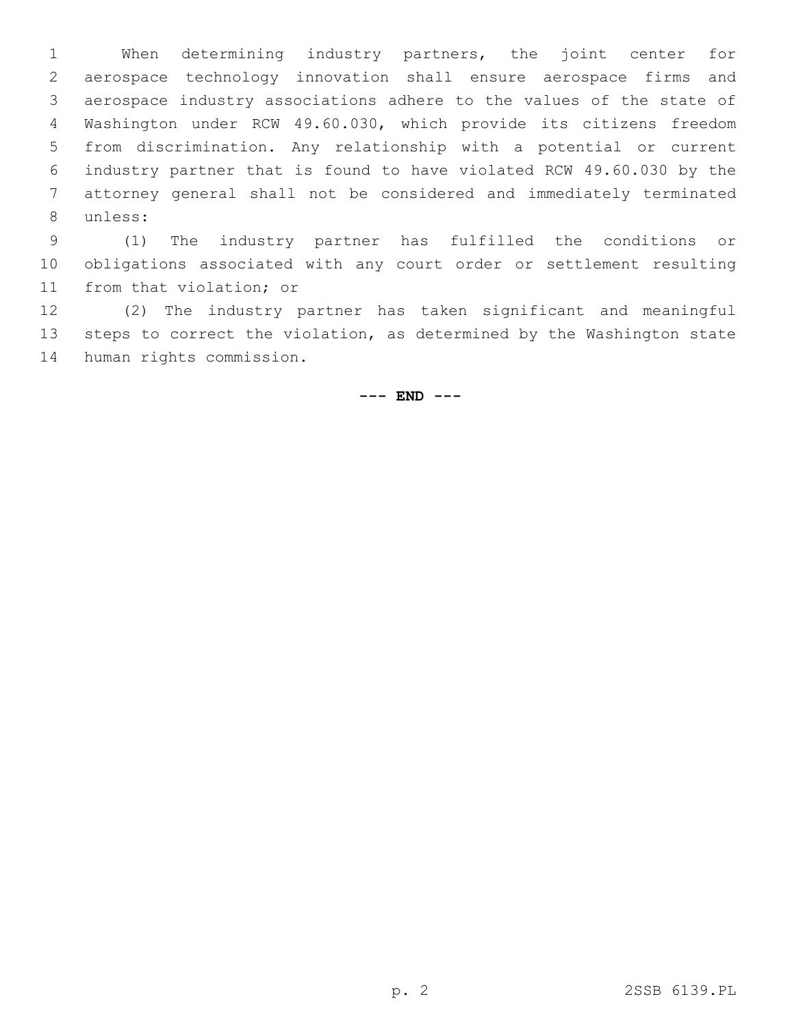When determining industry partners, the joint center for aerospace technology innovation shall ensure aerospace firms and aerospace industry associations adhere to the values of the state of Washington under RCW 49.60.030, which provide its citizens freedom from discrimination. Any relationship with a potential or current industry partner that is found to have violated RCW 49.60.030 by the attorney general shall not be considered and immediately terminated unless:

(1) The industry partner has fulfilled the conditions or obligations associated with any court order or settlement resulting from that violation; or

(2) The industry partner has taken significant and meaningful steps to correct the violation, as determined by the Washington state human rights commission.

**--- END ---**